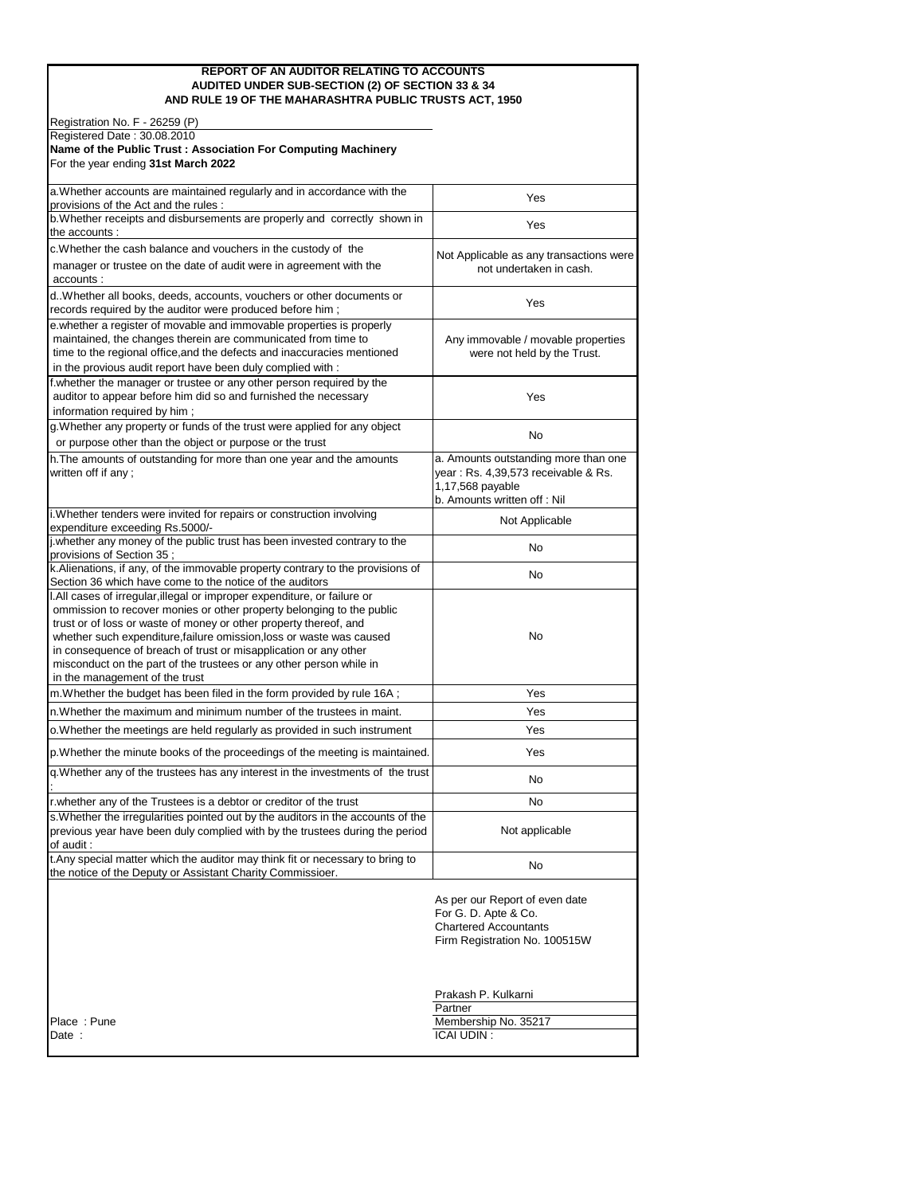# REPORT OF AN AUDITOR RELATING TO ACCOUNTS AUDITED UNDER SUB-SECTION (2) OF SECTION 33 & 34 AND RULE 19 OF THE MAHARASHTRA PUBLIC TRUSTS ACT, 1950

Registration No. F - 26259 (P)
Registered Date : 30.08.2010
**Name of the Public Trust : Association For Computing Machinery**
For the year ending **31st March 2022**

| | |
|---|---|
| a.Whether accounts are maintained regularly and in accordance with the provisions of the Act and the rules : | Yes |
| b.Whether receipts and disbursements are properly and correctly shown in the accounts : | Yes |
| c.Whether the cash balance and vouchers in the custody of the manager or trustee on the date of audit were in agreement with the accounts : | Not Applicable as any transactions were not undertaken in cash. |
| d..Whether all books, deeds, accounts, vouchers or other documents or records required by the auditor were produced before him ; | Yes |
| e.whether a register of movable and immovable properties is properly maintained, the changes therein are communicated from time to time to the regional office,and the defects and inaccuracies mentioned in the provious audit report have been duly complied with : | Any immovable / movable properties were not held by the Trust. |
| f.whether the manager or trustee or any other person required by the auditor to appear before him did so and furnished the necessary information required by him ; | Yes |
| g.Whether any property or funds of the trust were applied for any object or purpose other than the object or purpose or the trust | No |
| h.The amounts of outstanding for more than one year and the amounts written off if any ; | a. Amounts outstanding more than one year : Rs. 4,39,573 receivable & Rs. 1,17,568 payable<br>b. Amounts written off : Nil |
| i.Whether tenders were invited for repairs or construction involving expenditure exceeding Rs.5000/- | Not Applicable |
| j.whether any money of the public trust has been invested contrary to the provisions of Section 35 ; | No |
| k.Alienations, if any, of the immovable property contrary to the provisions of Section 36 which have come to the notice of the auditors | No |
| l.All cases of irregular,illegal or improper expenditure, or failure or ommission to recover monies or other property belonging to the public trust or of loss or waste of money or other property thereof, and whether such expenditure,failure omission,loss or waste was caused in consequence of breach of trust or misapplication or any other misconduct on the part of the trustees or any other person while in in the management of the trust | No |
| m.Whether the budget has been filed in the form provided by rule 16A ; | Yes |
| n.Whether the maximum and minimum number of the trustees in maint. | Yes |
| o.Whether the meetings are held regularly as provided in such instrument | Yes |
| p.Whether the minute books of the proceedings of the meeting is maintained. | Yes |
| q.Whether any of the trustees has any interest in the investments of the trust : | No |
| r.whether any of the Trustees is a debtor or creditor of the trust | No |
| s.Whether the irregularities pointed out by the auditors in the accounts of the previous year have been duly complied with by the trustees during the period of audit : | Not applicable |
| t.Any special matter which the auditor may think fit or necessary to bring to the notice of the Deputy or Assistant Charity Commissioer. | No |

As per our Report of even date
For G. D. Apte & Co.
Chartered Accountants
Firm Registration No. 100515W

Prakash P. Kulkarni
Partner
Membership No. 35217
ICAI UDIN :

Place : Pune
Date :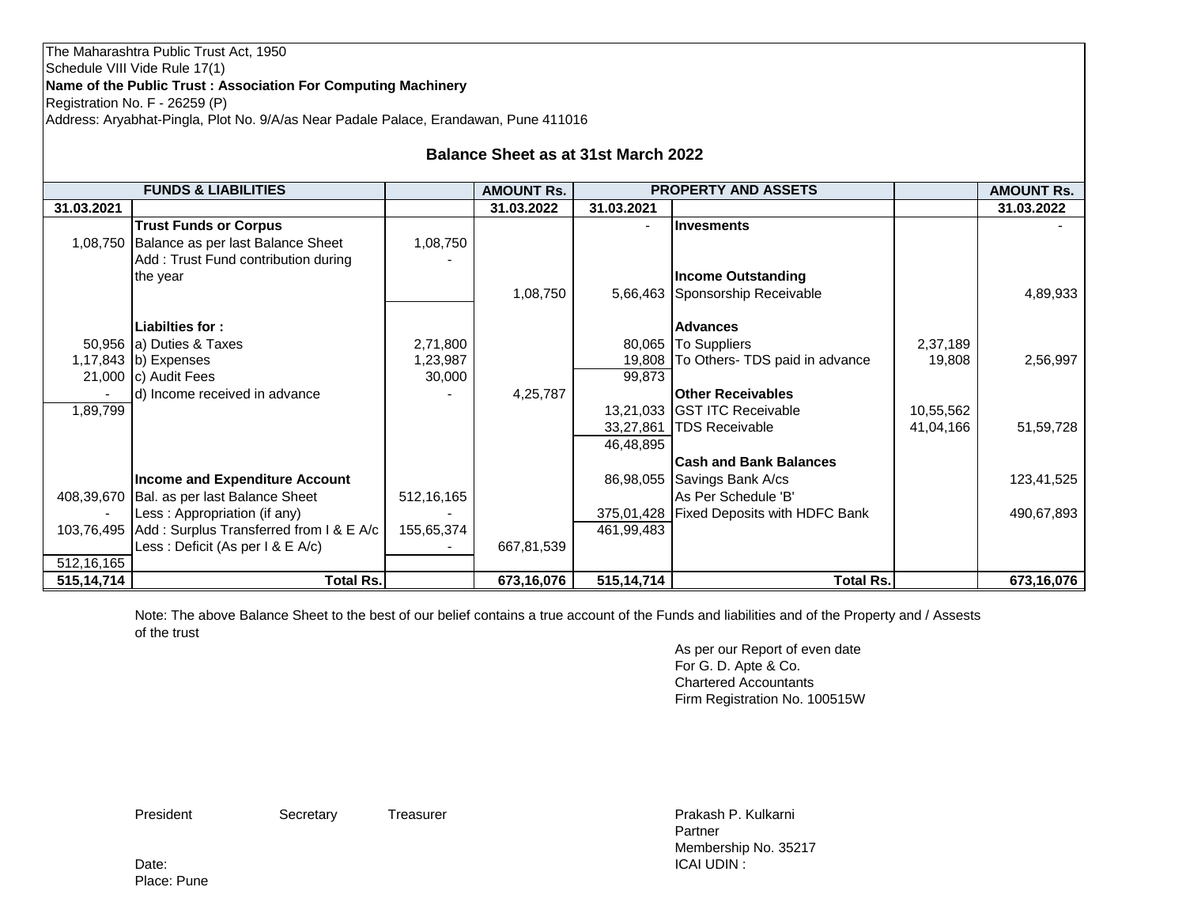The Maharashtra Public Trust Act, 1950

Schedule VIII Vide Rule 17(1)

**Name of the Public Trust : Association For Computing Machinery**

Registration No. F - 26259 (P)

Address: Aryabhat-Pingla, Plot No. 9/A/as Near Padale Palace, Erandawan, Pune 411016

## Balance Sheet as at 31st March 2022

| FUNDS & LIABILITIES | | | AMOUNT Rs. | PROPERTY AND ASSETS | | | AMOUNT Rs. |
|---|---|---|---|---|---|---|---|
| 31.03.2021 | | | 31.03.2022 | 31.03.2021 | | | 31.03.2022 |
| | **Trust Funds or Corpus** | | | - | **Invesments** | | - |
| 1,08,750 | Balance as per last Balance Sheet | 1,08,750 | | | | | |
| | Add : Trust Fund contribution during the year | - | | | **Income Outstanding** | | |
| | | | 1,08,750 | 5,66,463 | Sponsorship Receivable | | 4,89,933 |
| | **Liabilties for :** | | | | **Advances** | | |
| 50,956 | a) Duties & Taxes | 2,71,800 | | 80,065 | To Suppliers | 2,37,189 | |
| 1,17,843 | b) Expenses | 1,23,987 | | 19,808 | To Others- TDS paid in advance | 19,808 | 2,56,997 |
| 21,000 | c) Audit Fees | 30,000 | | 99,873 | | | |
| - | d) Income received in advance | - | 4,25,787 | | **Other Receivables** | | |
| 1,89,799 | | | | 13,21,033 | GST ITC Receivable | 10,55,562 | |
| | | | | 33,27,861 | TDS Receivable | 41,04,166 | 51,59,728 |
| | | | | 46,48,895 | | | |
| | | | | | **Cash and Bank Balances** | | |
| | **Income and Expenditure Account** | | | 86,98,055 | Savings Bank A/cs | | 123,41,525 |
| 408,39,670 | Bal. as per last Balance Sheet | 512,16,165 | | | As Per Schedule 'B' | | |
| - | Less : Appropriation (if any) | - | | 375,01,428 | Fixed Deposits with HDFC Bank | | 490,67,893 |
| 103,76,495 | Add : Surplus Transferred from I & E A/c | 155,65,374 | | 461,99,483 | | | |
| | Less : Deficit (As per I & E A/c) | - | 667,81,539 | | | | |
| 512,16,165 | | | | | | | |
| **515,14,714** | **Total Rs.** | | **673,16,076** | **515,14,714** | **Total Rs.** | | **673,16,076** |

Note: The above Balance Sheet to the best of our belief contains a true account of the Funds and liabilities and of the Property and / Assests of the trust

As per our Report of even date
For G. D. Apte & Co.
Chartered Accountants
Firm Registration No. 100515W

President          Secretary          Treasurer

Prakash P. Kulkarni
Partner
Membership No. 35217
ICAI UDIN :

Date:
Place: Pune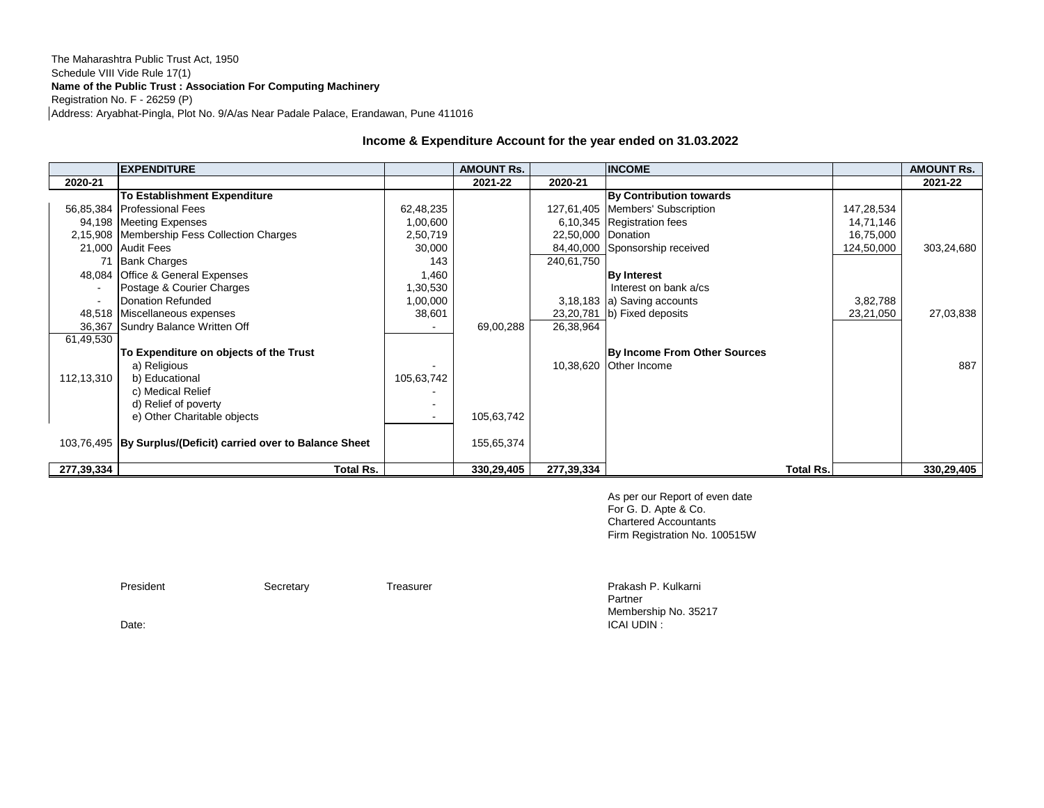The Maharashtra Public Trust Act, 1950
Schedule VIII Vide Rule 17(1)
**Name of the Public Trust : Association For Computing Machinery**
Registration No. F - 26259 (P)
Address: Aryabhat-Pingla, Plot No. 9/A/as Near Padale Palace, Erandawan, Pune 411016

## Income & Expenditure Account for the year ended on 31.03.2022

| | **EXPENDITURE** | | **AMOUNT Rs.** | | **INCOME** | | **AMOUNT Rs.** |
|---|---|---|---|---|---|---|---|
| **2020-21** | | | **2021-22** | **2020-21** | | | **2021-22** |
| | **To Establishment Expenditure** | | | | **By Contribution towards** | | |
| 56,85,384 | Professional Fees | 62,48,235 | | 127,61,405 | Members' Subscription | 147,28,534 | |
| 94,198 | Meeting Expenses | 1,00,600 | | 6,10,345 | Registration fees | 14,71,146 | |
| 2,15,908 | Membership Fess Collection Charges | 2,50,719 | | 22,50,000 | Donation | 16,75,000 | |
| 21,000 | Audit Fees | 30,000 | | 84,40,000 | Sponsorship received | 124,50,000 | 303,24,680 |
| 71 | Bank Charges | 143 | | 240,61,750 | | | |
| 48,084 | Office & General Expenses | 1,460 | | | **By Interest** | | |
| - | Postage & Courier Charges | 1,30,530 | | | Interest on bank a/cs | | |
| - | Donation Refunded | 1,00,000 | | 3,18,183 | a) Saving accounts | 3,82,788 | |
| 48,518 | Miscellaneous expenses | 38,601 | | 23,20,781 | b) Fixed deposits | 23,21,050 | 27,03,838 |
| 36,367 | Sundry Balance Written Off | - | 69,00,288 | 26,38,964 | | | |
| 61,49,530 | | | | | | | |
| | **To Expenditure on objects of the Trust** | | | | **By Income From Other Sources** | | |
| | a) Religious | - | | 10,38,620 | Other Income | | 887 |
| 112,13,310 | b) Educational | 105,63,742 | | | | | |
| | c) Medical Relief | - | | | | | |
| | d) Relief of poverty | - | | | | | |
| | e) Other Charitable objects | - | 105,63,742 | | | | |
| 103,76,495 | **By Surplus/(Deficit) carried over to Balance Sheet** | | 155,65,374 | | | | |
| **277,39,334** | **Total Rs.** | | **330,29,405** | **277,39,334** | **Total Rs.** | | **330,29,405** |

As per our Report of even date
For G. D. Apte & Co.
Chartered Accountants
Firm Registration No. 100515W

President | Secretary | Treasurer

Prakash P. Kulkarni
Partner
Membership No. 35217
ICAI UDIN :

Date: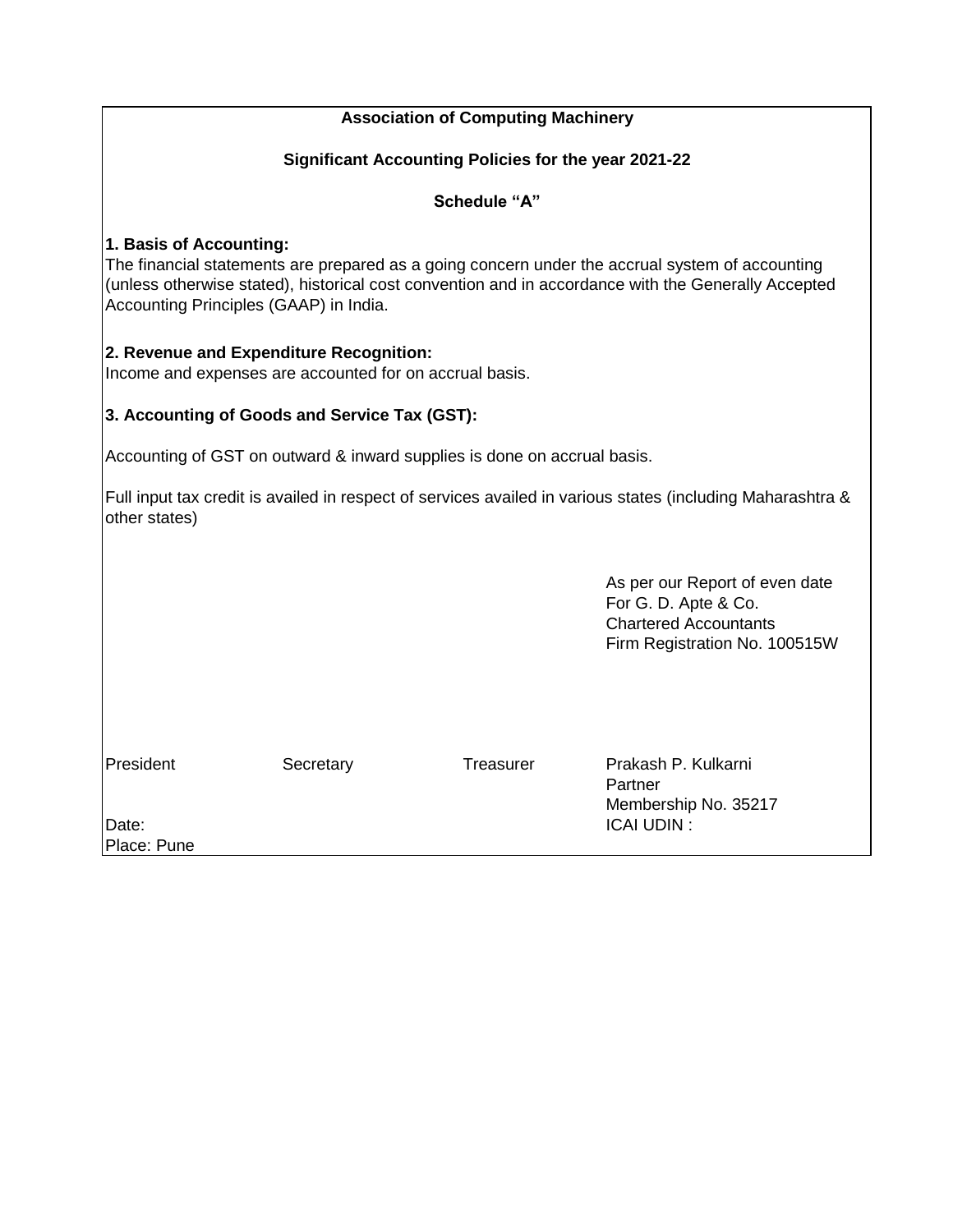**Association of Computing Machinery**

**Significant Accounting Policies for the year 2021-22**

**Schedule "A"**

**1. Basis of Accounting:**

The financial statements are prepared as a going concern under the accrual system of accounting (unless otherwise stated), historical cost convention and in accordance with the Generally Accepted Accounting Principles (GAAP) in India.

**2. Revenue and Expenditure Recognition:**

Income and expenses are accounted for on accrual basis.

**3. Accounting of Goods and Service Tax (GST):**

Accounting of GST on outward & inward supplies is done on accrual basis.

Full input tax credit is availed in respect of services availed in various states (including Maharashtra & other states)

As per our Report of even date
For G. D. Apte & Co.
Chartered Accountants
Firm Registration No. 100515W

| President | Secretary | Treasurer | Prakash P. Kulkarni<br>Partner<br>Membership No. 35217 |
|---|---|---|---|
| Date: | | | ICAI UDIN : |
| Place: Pune | | | |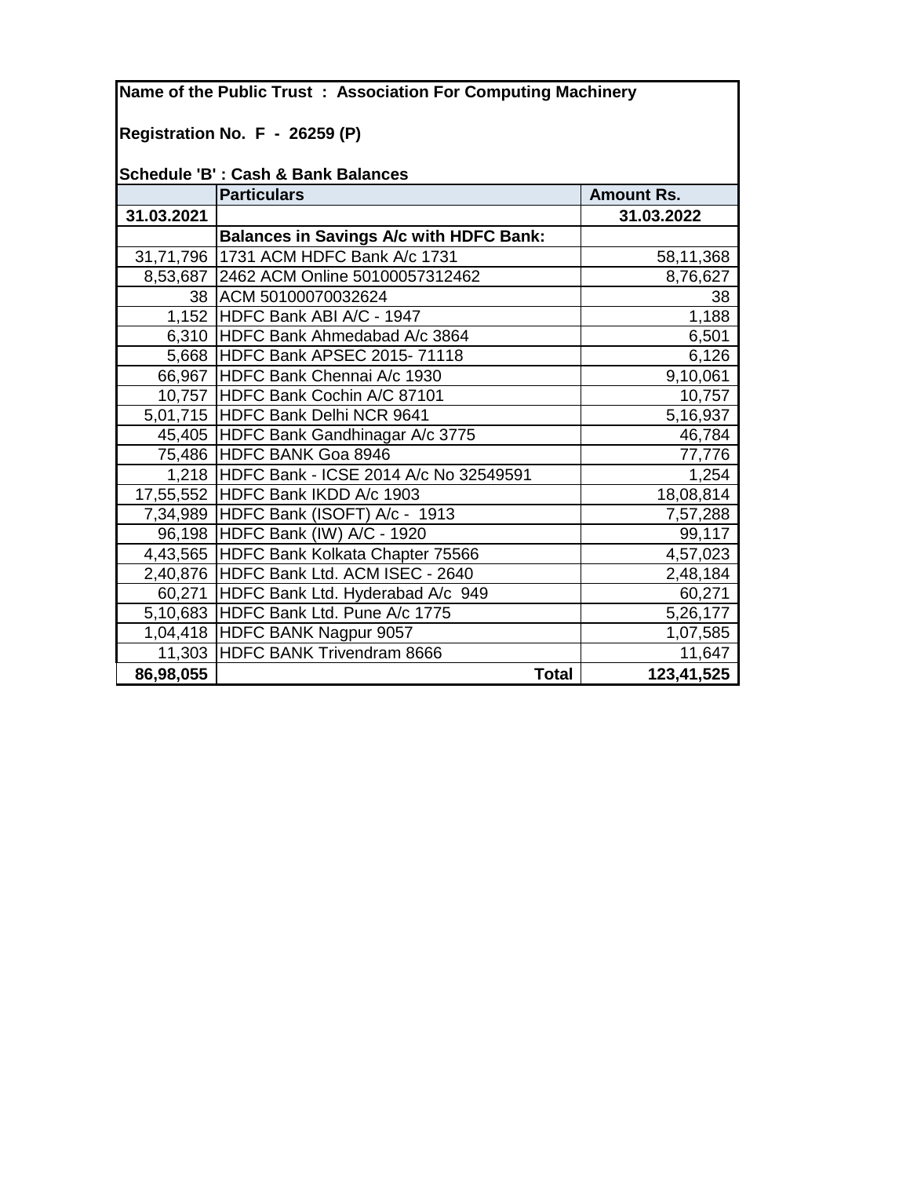**Name of the Public Trust : Association For Computing Machinery**

**Registration No. F - 26259 (P)**

**Schedule 'B' : Cash & Bank Balances**

| | Particulars | Amount Rs. |
|---|---|---|
| **31.03.2021** | | **31.03.2022** |
| | **Balances in Savings A/c with HDFC Bank:** | |
| 31,71,796 | 1731 ACM HDFC Bank A/c 1731 | 58,11,368 |
| 8,53,687 | 2462 ACM Online 50100057312462 | 8,76,627 |
| 38 | ACM 50100070032624 | 38 |
| 1,152 | HDFC Bank ABI A/C - 1947 | 1,188 |
| 6,310 | HDFC Bank Ahmedabad A/c 3864 | 6,501 |
| 5,668 | HDFC Bank APSEC 2015- 71118 | 6,126 |
| 66,967 | HDFC Bank Chennai A/c 1930 | 9,10,061 |
| 10,757 | HDFC Bank Cochin A/C 87101 | 10,757 |
| 5,01,715 | HDFC Bank Delhi NCR 9641 | 5,16,937 |
| 45,405 | HDFC Bank Gandhinagar A/c 3775 | 46,784 |
| 75,486 | HDFC BANK Goa 8946 | 77,776 |
| 1,218 | HDFC Bank - ICSE 2014 A/c No 32549591 | 1,254 |
| 17,55,552 | HDFC Bank IKDD A/c 1903 | 18,08,814 |
| 7,34,989 | HDFC Bank (ISOFT) A/c - 1913 | 7,57,288 |
| 96,198 | HDFC Bank (IW) A/C - 1920 | 99,117 |
| 4,43,565 | HDFC Bank Kolkata Chapter 75566 | 4,57,023 |
| 2,40,876 | HDFC Bank Ltd. ACM ISEC - 2640 | 2,48,184 |
| 60,271 | HDFC Bank Ltd. Hyderabad A/c 949 | 60,271 |
| 5,10,683 | HDFC Bank Ltd. Pune A/c 1775 | 5,26,177 |
| 1,04,418 | HDFC BANK Nagpur 9057 | 1,07,585 |
| 11,303 | HDFC BANK Trivendram 8666 | 11,647 |
| **86,98,055** | **Total** | **123,41,525** |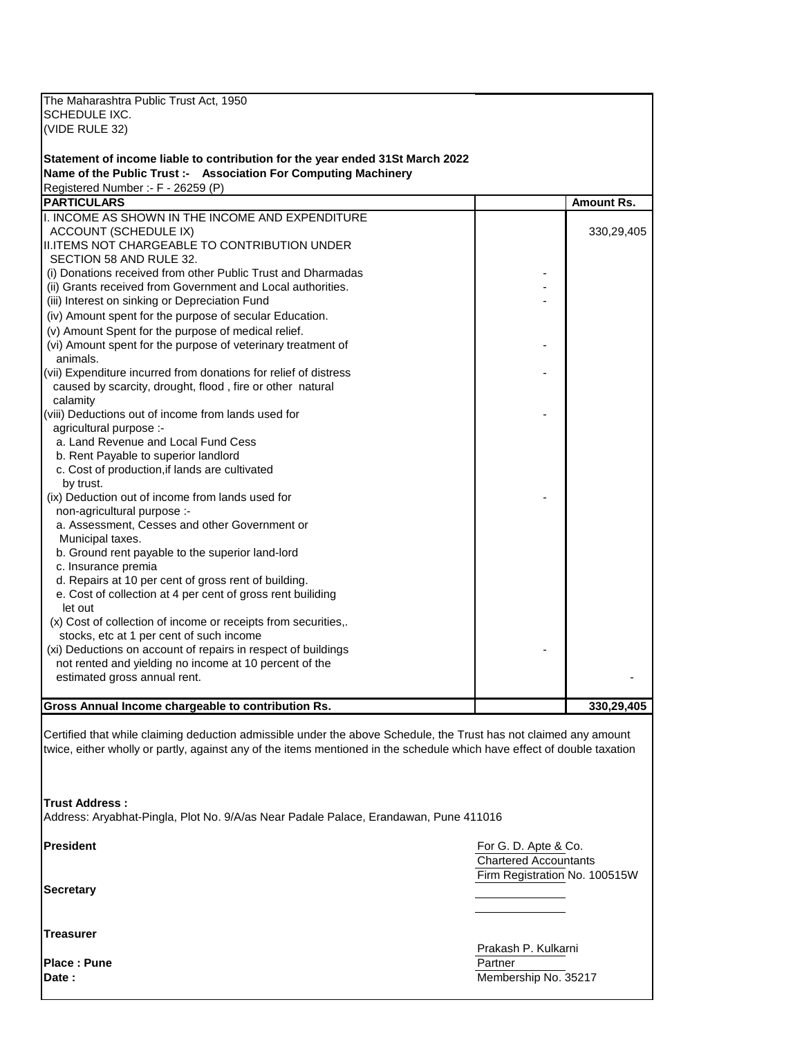The Maharashtra Public Trust Act, 1950
SCHEDULE IXC.
(VIDE RULE 32)

**Statement of income liable to contribution for the year ended 31St March 2022**
**Name of the Public Trust :- Association For Computing Machinery**
Registered Number :- F - 26259 (P)

| **PARTICULARS** | | **Amount Rs.** |
|---|---|---|
| I. INCOME AS SHOWN IN THE INCOME AND EXPENDITURE ACCOUNT (SCHEDULE IX) | | 330,29,405 |
| II.ITEMS NOT CHARGEABLE TO CONTRIBUTION UNDER SECTION 58 AND RULE 32. | | |
| (i) Donations received from other Public Trust and Dharmadas | - | |
| (ii) Grants received from Government and Local authorities. | - | |
| (iii) Interest on sinking or Depreciation Fund | - | |
| (iv) Amount spent for the purpose of secular Education. | | |
| (v) Amount Spent for the purpose of medical relief. | | |
| (vi) Amount spent for the purpose of veterinary treatment of animals. | - | |
| (vii) Expenditure incurred from donations for relief of distress caused by scarcity, drought, flood , fire or other natural calamity | - | |
| (viii) Deductions out of income from lands used for agricultural purpose :- | - | |
| a. Land Revenue and Local Fund Cess | | |
| b. Rent Payable to superior landlord | | |
| c. Cost of production,if lands are cultivated by trust. | | |
| (ix) Deduction out of income from lands used for non-agricultural purpose :- | - | |
| a. Assessment, Cesses and other Government or Municipal taxes. | | |
| b. Ground rent payable to the superior land-lord | | |
| c. Insurance premia | | |
| d. Repairs at 10 per cent of gross rent of building. | | |
| e. Cost of collection at 4 per cent of gross rent builiding let out | | |
| (x) Cost of collection of income or receipts from securities,. stocks, etc at 1 per cent of such income | | |
| (xi) Deductions on account of repairs in respect of buildings not rented and yielding no income at 10 percent of the estimated gross annual rent. | - | - |
| **Gross Annual Income chargeable to contribution Rs.** | | **330,29,405** |

Certified that while claiming deduction admissible under the above Schedule, the Trust has not claimed any amount twice, either wholly or partly, against any of the items mentioned in the schedule which have effect of double taxation

**Trust Address :**
Address: Aryabhat-Pingla, Plot No. 9/A/as Near Padale Palace, Erandawan, Pune 411016

**President**

**Secretary**

**Treasurer**

**Place : Pune**
**Date :**

For G. D. Apte & Co.
Chartered Accountants
Firm Registration No. 100515W

Prakash P. Kulkarni
Partner
Membership No. 35217